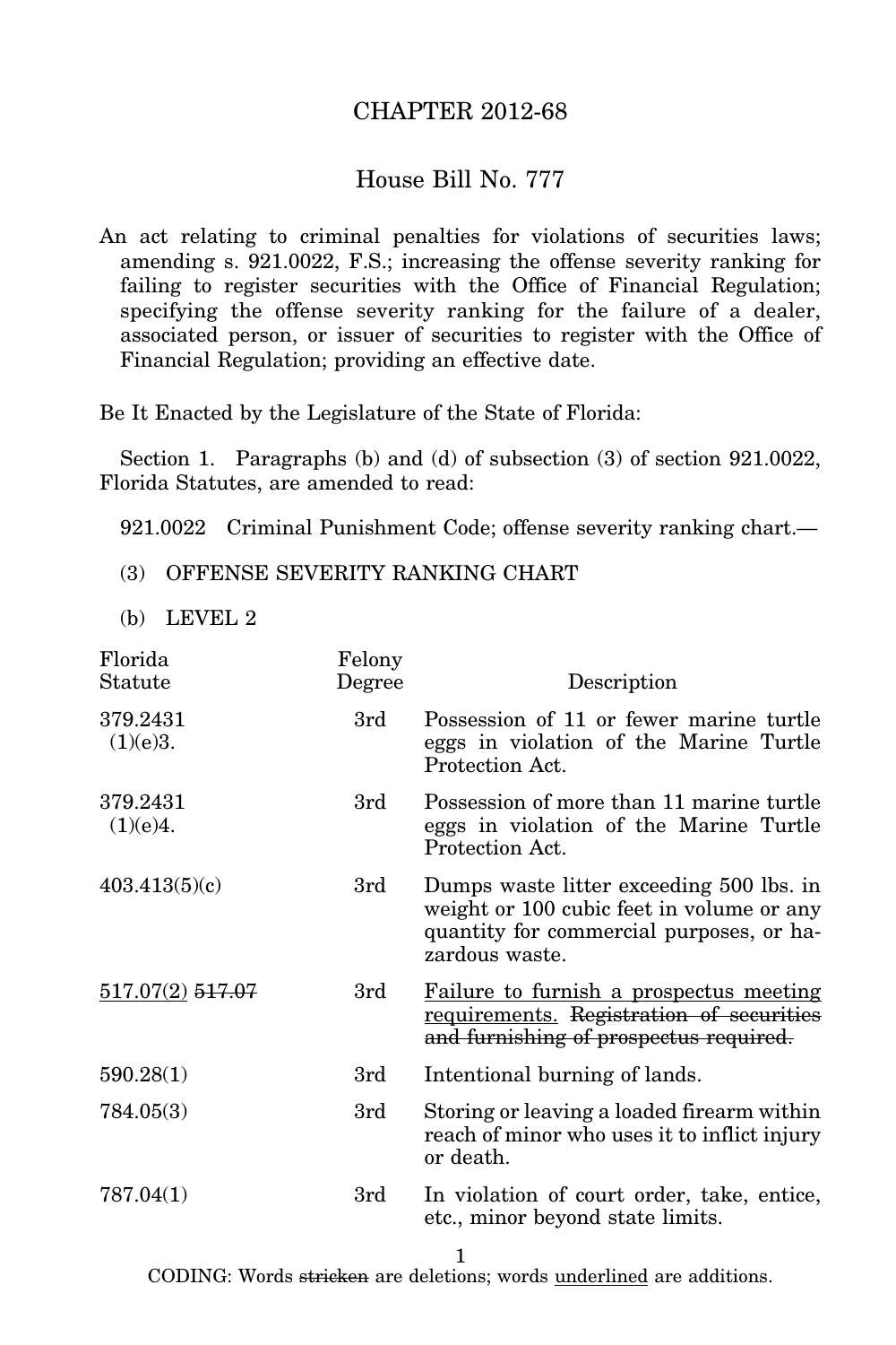# CHAPTER 2012-68

## House Bill No. 777

An act relating to criminal penalties for violations of securities laws; amending s. 921.0022, F.S.; increasing the offense severity ranking for failing to register securities with the Office of Financial Regulation; specifying the offense severity ranking for the failure of a dealer, associated person, or issuer of securities to register with the Office of Financial Regulation; providing an effective date.

Be It Enacted by the Legislature of the State of Florida:

Section 1. Paragraphs (b) and (d) of subsection (3) of section 921.0022, Florida Statutes, are amended to read:

921.0022 Criminal Punishment Code; offense severity ranking chart.—

(3) OFFENSE SEVERITY RANKING CHART

(b) LEVEL 2

| Florida Statute | Felony Degree | Description |
|---|---|---|
| 379.2431 (1)(e)3. | 3rd | Possession of 11 or fewer marine turtle eggs in violation of the Marine Turtle Protection Act. |
| 379.2431 (1)(e)4. | 3rd | Possession of more than 11 marine turtle eggs in violation of the Marine Turtle Protection Act. |
| 403.413(5)(c) | 3rd | Dumps waste litter exceeding 500 lbs. in weight or 100 cubic feet in volume or any quantity for commercial purposes, or hazardous waste. |
| <u>517.07(2)</u> ~~517.07~~ | 3rd | <u>Failure to furnish a prospectus meeting requirements.</u> ~~Registration of securities and furnishing of prospectus required.~~ |
| 590.28(1) | 3rd | Intentional burning of lands. |
| 784.05(3) | 3rd | Storing or leaving a loaded firearm within reach of minor who uses it to inflict injury or death. |
| 787.04(1) | 3rd | In violation of court order, take, entice, etc., minor beyond state limits. |

CODING: Words ~~stricken~~ are deletions; words <u>underlined</u> are additions.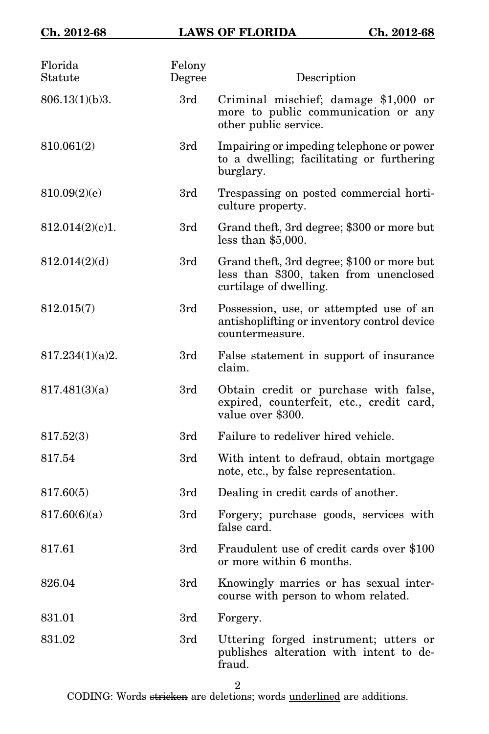| Florida Statute | Felony Degree | Description |
| --- | --- | --- |
| 806.13(1)(b)3. | 3rd | Criminal mischief; damage $1,000 or more to public communication or any other public service. |
| 810.061(2) | 3rd | Impairing or impeding telephone or power to a dwelling; facilitating or furthering burglary. |
| 810.09(2)(e) | 3rd | Trespassing on posted commercial horticulture property. |
| 812.014(2)(c)1. | 3rd | Grand theft, 3rd degree; $300 or more but less than $5,000. |
| 812.014(2)(d) | 3rd | Grand theft, 3rd degree; $100 or more but less than $300, taken from unenclosed curtilage of dwelling. |
| 812.015(7) | 3rd | Possession, use, or attempted use of an antishoplifting or inventory control device countermeasure. |
| 817.234(1)(a)2. | 3rd | False statement in support of insurance claim. |
| 817.481(3)(a) | 3rd | Obtain credit or purchase with false, expired, counterfeit, etc., credit card, value over $300. |
| 817.52(3) | 3rd | Failure to redeliver hired vehicle. |
| 817.54 | 3rd | With intent to defraud, obtain mortgage note, etc., by false representation. |
| 817.60(5) | 3rd | Dealing in credit cards of another. |
| 817.60(6)(a) | 3rd | Forgery; purchase goods, services with false card. |
| 817.61 | 3rd | Fraudulent use of credit cards over $100 or more within 6 months. |
| 826.04 | 3rd | Knowingly marries or has sexual intercourse with person to whom related. |
| 831.01 | 3rd | Forgery. |
| 831.02 | 3rd | Uttering forged instrument; utters or publishes alteration with intent to defraud. |

CODING: Words ~~stricken~~ are deletions; words <u>underlined</u> are additions.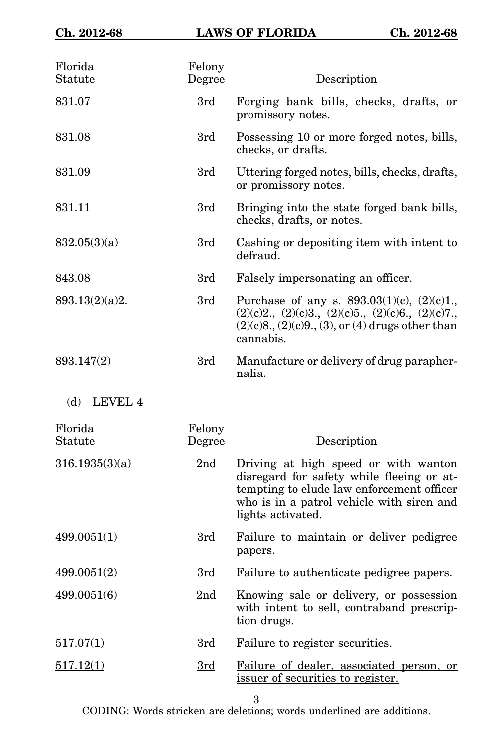| Florida Statute | Felony Degree | Description |
|---|---|---|
| 831.07 | 3rd | Forging bank bills, checks, drafts, or promissory notes. |
| 831.08 | 3rd | Possessing 10 or more forged notes, bills, checks, or drafts. |
| 831.09 | 3rd | Uttering forged notes, bills, checks, drafts, or promissory notes. |
| 831.11 | 3rd | Bringing into the state forged bank bills, checks, drafts, or notes. |
| 832.05(3)(a) | 3rd | Cashing or depositing item with intent to defraud. |
| 843.08 | 3rd | Falsely impersonating an officer. |
| 893.13(2)(a)2. | 3rd | Purchase of any s. 893.03(1)(c), (2)(c)1., (2)(c)2., (2)(c)3., (2)(c)5., (2)(c)6., (2)(c)7., (2)(c)8., (2)(c)9., (3), or (4) drugs other than cannabis. |
| 893.147(2) | 3rd | Manufacture or delivery of drug paraphernalia. |

(d) LEVEL 4

| Florida Statute | Felony Degree | Description |
|---|---|---|
| 316.1935(3)(a) | 2nd | Driving at high speed or with wanton disregard for safety while fleeing or attempting to elude law enforcement officer who is in a patrol vehicle with siren and lights activated. |
| 499.0051(1) | 3rd | Failure to maintain or deliver pedigree papers. |
| 499.0051(2) | 3rd | Failure to authenticate pedigree papers. |
| 499.0051(6) | 2nd | Knowing sale or delivery, or possession with intent to sell, contraband prescription drugs. |
| <u>517.07(1)</u> | <u>3rd</u> | <u>Failure to register securities.</u> |
| <u>517.12(1)</u> | <u>3rd</u> | <u>Failure of dealer, associated person, or issuer of securities to register.</u> |

CODING: Words ~~stricken~~ are deletions; words <u>underlined</u> are additions.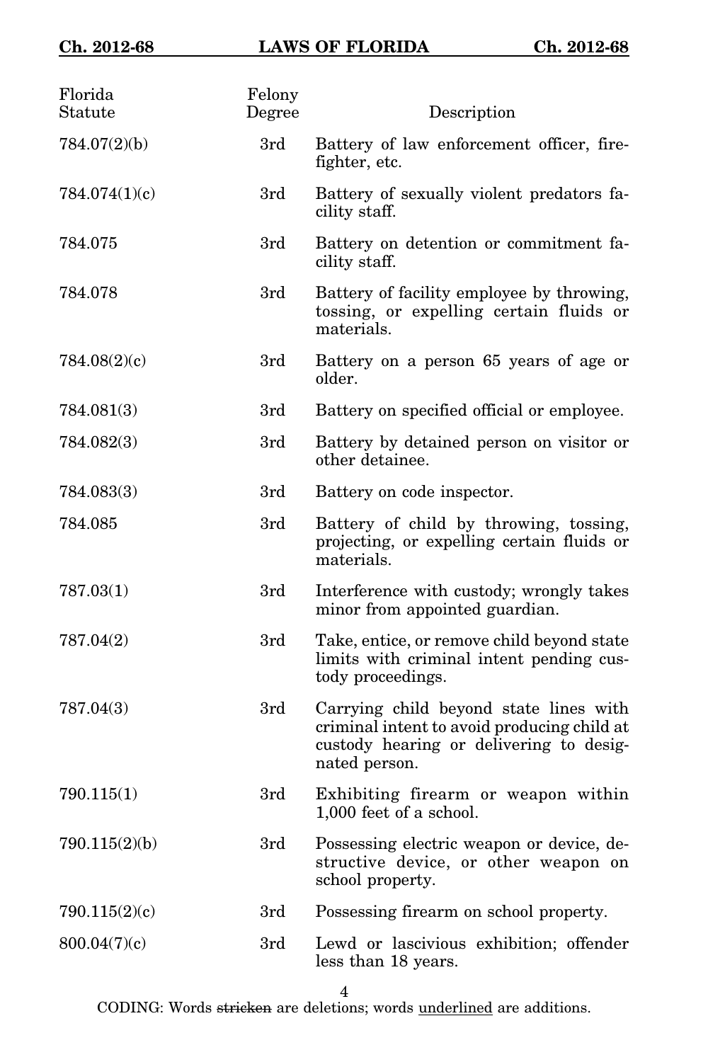| Florida Statute | Felony Degree | Description |
|---|---|---|
| 784.07(2)(b) | 3rd | Battery of law enforcement officer, firefighter, etc. |
| 784.074(1)(c) | 3rd | Battery of sexually violent predators facility staff. |
| 784.075 | 3rd | Battery on detention or commitment facility staff. |
| 784.078 | 3rd | Battery of facility employee by throwing, tossing, or expelling certain fluids or materials. |
| 784.08(2)(c) | 3rd | Battery on a person 65 years of age or older. |
| 784.081(3) | 3rd | Battery on specified official or employee. |
| 784.082(3) | 3rd | Battery by detained person on visitor or other detainee. |
| 784.083(3) | 3rd | Battery on code inspector. |
| 784.085 | 3rd | Battery of child by throwing, tossing, projecting, or expelling certain fluids or materials. |
| 787.03(1) | 3rd | Interference with custody; wrongly takes minor from appointed guardian. |
| 787.04(2) | 3rd | Take, entice, or remove child beyond state limits with criminal intent pending custody proceedings. |
| 787.04(3) | 3rd | Carrying child beyond state lines with criminal intent to avoid producing child at custody hearing or delivering to designated person. |
| 790.115(1) | 3rd | Exhibiting firearm or weapon within 1,000 feet of a school. |
| 790.115(2)(b) | 3rd | Possessing electric weapon or device, destructive device, or other weapon on school property. |
| 790.115(2)(c) | 3rd | Possessing firearm on school property. |
| 800.04(7)(c) | 3rd | Lewd or lascivious exhibition; offender less than 18 years. |

CODING: Words stricken are deletions; words underlined are additions.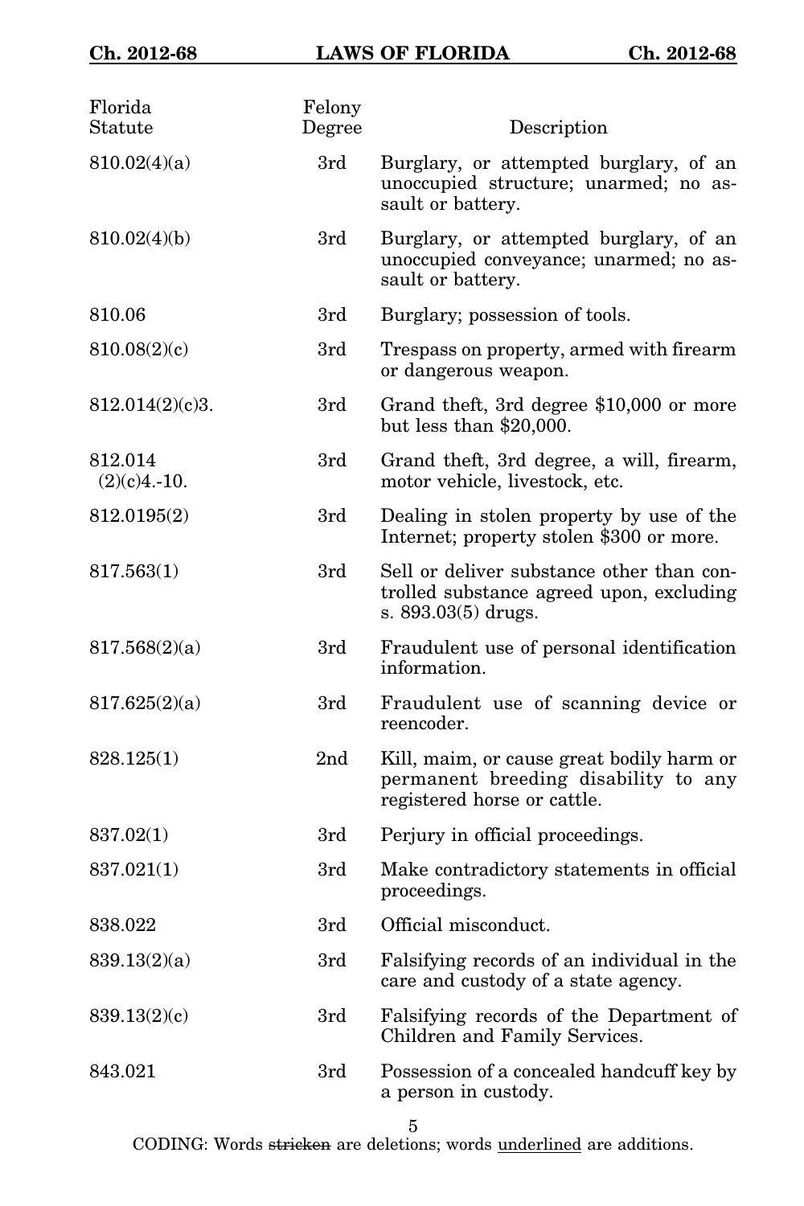| Florida Statute | Felony Degree | Description |
|---|---|---|
| 810.02(4)(a) | 3rd | Burglary, or attempted burglary, of an unoccupied structure; unarmed; no assault or battery. |
| 810.02(4)(b) | 3rd | Burglary, or attempted burglary, of an unoccupied conveyance; unarmed; no assault or battery. |
| 810.06 | 3rd | Burglary; possession of tools. |
| 810.08(2)(c) | 3rd | Trespass on property, armed with firearm or dangerous weapon. |
| 812.014(2)(c)3. | 3rd | Grand theft, 3rd degree $10,000 or more but less than $20,000. |
| 812.014 (2)(c)4.-10. | 3rd | Grand theft, 3rd degree, a will, firearm, motor vehicle, livestock, etc. |
| 812.0195(2) | 3rd | Dealing in stolen property by use of the Internet; property stolen $300 or more. |
| 817.563(1) | 3rd | Sell or deliver substance other than controlled substance agreed upon, excluding s. 893.03(5) drugs. |
| 817.568(2)(a) | 3rd | Fraudulent use of personal identification information. |
| 817.625(2)(a) | 3rd | Fraudulent use of scanning device or reencoder. |
| 828.125(1) | 2nd | Kill, maim, or cause great bodily harm or permanent breeding disability to any registered horse or cattle. |
| 837.02(1) | 3rd | Perjury in official proceedings. |
| 837.021(1) | 3rd | Make contradictory statements in official proceedings. |
| 838.022 | 3rd | Official misconduct. |
| 839.13(2)(a) | 3rd | Falsifying records of an individual in the care and custody of a state agency. |
| 839.13(2)(c) | 3rd | Falsifying records of the Department of Children and Family Services. |
| 843.021 | 3rd | Possession of a concealed handcuff key by a person in custody. |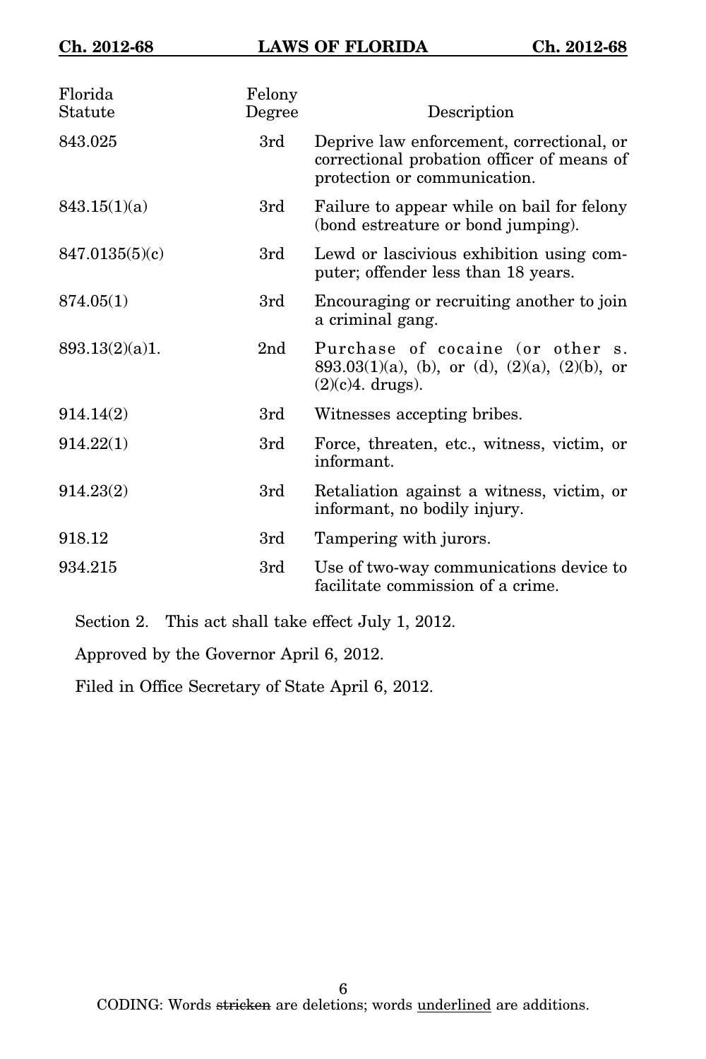| Florida Statute | Felony Degree | Description |
|---|---|---|
| 843.025 | 3rd | Deprive law enforcement, correctional, or correctional probation officer of means of protection or communication. |
| 843.15(1)(a) | 3rd | Failure to appear while on bail for felony (bond estreature or bond jumping). |
| 847.0135(5)(c) | 3rd | Lewd or lascivious exhibition using computer; offender less than 18 years. |
| 874.05(1) | 3rd | Encouraging or recruiting another to join a criminal gang. |
| 893.13(2)(a)1. | 2nd | Purchase of cocaine (or other s. 893.03(1)(a), (b), or (d), (2)(a), (2)(b), or (2)(c)4. drugs). |
| 914.14(2) | 3rd | Witnesses accepting bribes. |
| 914.22(1) | 3rd | Force, threaten, etc., witness, victim, or informant. |
| 914.23(2) | 3rd | Retaliation against a witness, victim, or informant, no bodily injury. |
| 918.12 | 3rd | Tampering with jurors. |
| 934.215 | 3rd | Use of two-way communications device to facilitate commission of a crime. |

Section 2. This act shall take effect July 1, 2012.

Approved by the Governor April 6, 2012.

Filed in Office Secretary of State April 6, 2012.

CODING: Words ~~stricken~~ are deletions; words <u>underlined</u> are additions.